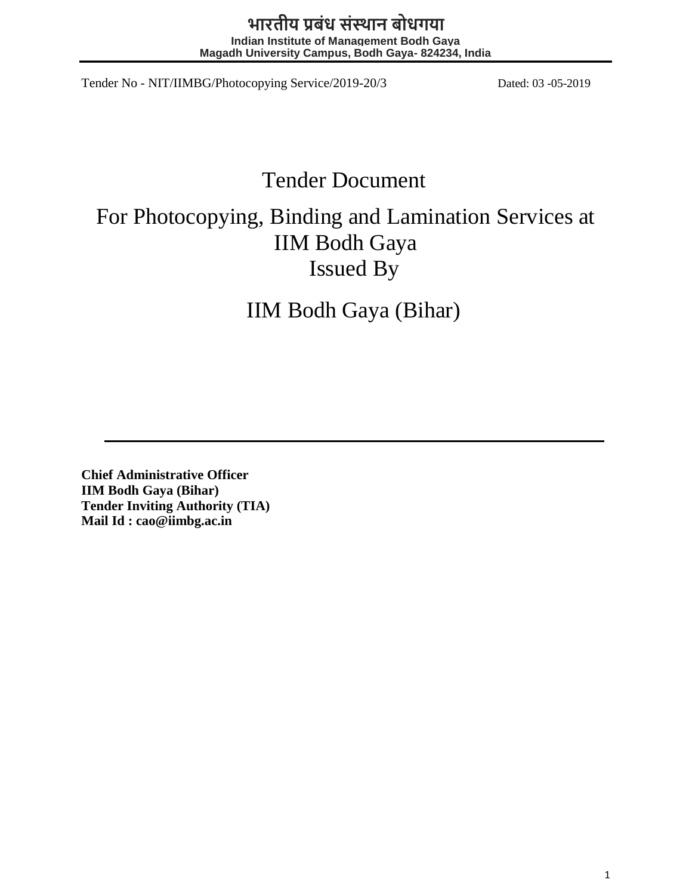**भारतीय प्रबंध संस्थान बोधगया**
**Indian Institute of Management Bodh Gaya**
**Magadh University Campus, Bodh Gaya- 824234, India**

Tender No - NIT/IIMBG/Photocopying Service/2019-20/3 Dated: 03 -05-2019

# Tender Document

## For Photocopying, Binding and Lamination Services at IIM Bodh Gaya

Issued By

IIM Bodh Gaya (Bihar)

---

**Chief Administrative Officer**
**IIM Bodh Gaya (Bihar)**
**Tender Inviting Authority (TIA)**
**Mail Id : cao@iimbg.ac.in**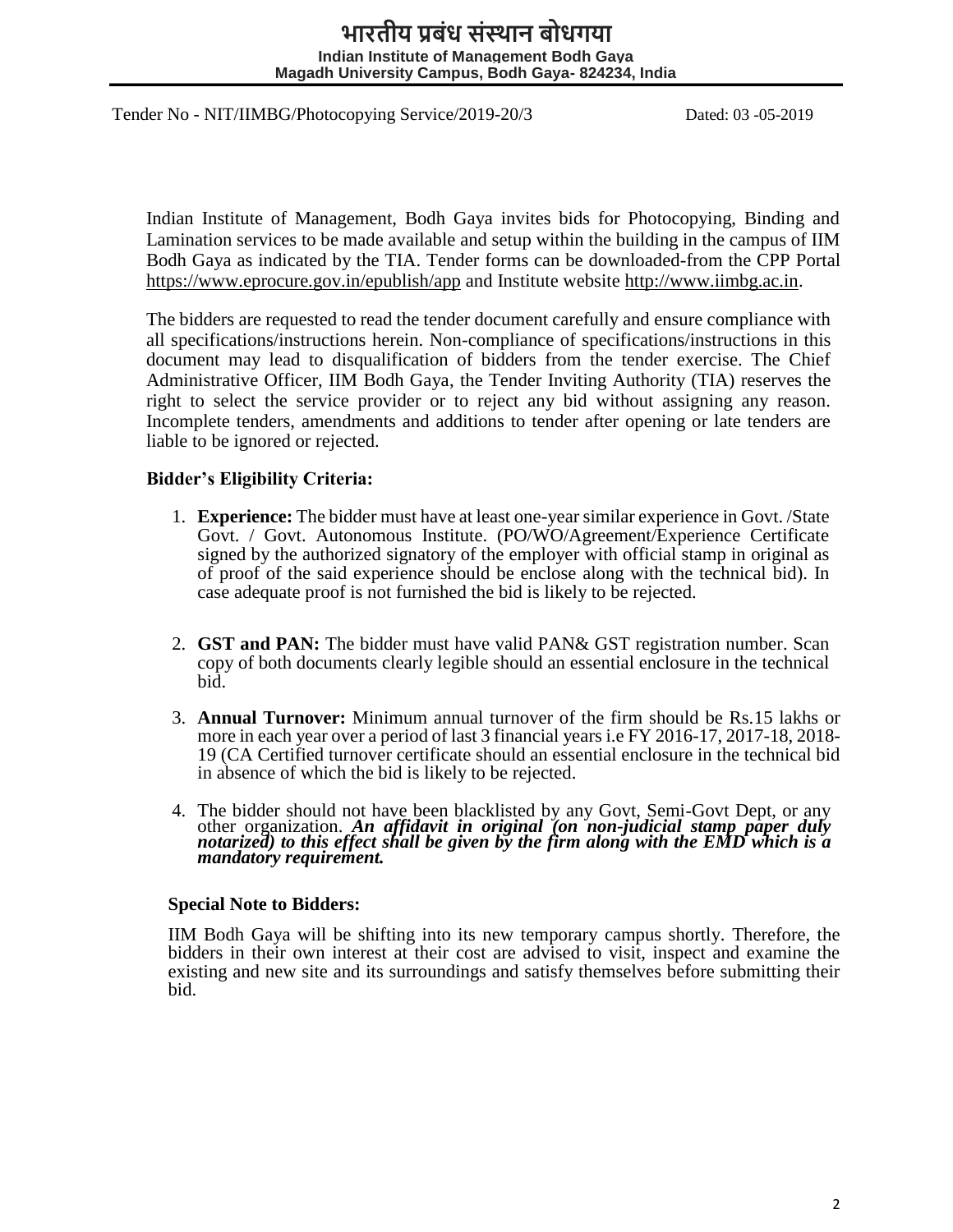# भारतीय प्रबंध संस्थान बोधगया

**Indian Institute of Management Bodh Gaya**
**Magadh University Campus, Bodh Gaya- 824234, India**

Tender No - NIT/IIMBG/Photocopying Service/2019-20/3 Dated: 03 -05-2019

Indian Institute of Management, Bodh Gaya invites bids for Photocopying, Binding and Lamination services to be made available and setup within the building in the campus of IIM Bodh Gaya as indicated by the TIA. Tender forms can be downloaded-from the CPP Portal https://www.eprocure.gov.in/epublish/app and Institute website http://www.iimbg.ac.in.

The bidders are requested to read the tender document carefully and ensure compliance with all specifications/instructions herein. Non-compliance of specifications/instructions in this document may lead to disqualification of bidders from the tender exercise. The Chief Administrative Officer, IIM Bodh Gaya, the Tender Inviting Authority (TIA) reserves the right to select the service provider or to reject any bid without assigning any reason. Incomplete tenders, amendments and additions to tender after opening or late tenders are liable to be ignored or rejected.

**Bidder's Eligibility Criteria:**

1. **Experience:** The bidder must have at least one-year similar experience in Govt. /State Govt. / Govt. Autonomous Institute. (PO/WO/Agreement/Experience Certificate signed by the authorized signatory of the employer with official stamp in original as of proof of the said experience should be enclose along with the technical bid). In case adequate proof is not furnished the bid is likely to be rejected.

2. **GST and PAN:** The bidder must have valid PAN& GST registration number. Scan copy of both documents clearly legible should an essential enclosure in the technical bid.

3. **Annual Turnover:** Minimum annual turnover of the firm should be Rs.15 lakhs or more in each year over a period of last 3 financial years i.e FY 2016-17, 2017-18, 2018-19 (CA Certified turnover certificate should an essential enclosure in the technical bid in absence of which the bid is likely to be rejected.

4. The bidder should not have been blacklisted by any Govt, Semi-Govt Dept, or any other organization. ***An affidavit in original (on non-judicial stamp paper duly notarized) to this effect shall be given by the firm along with the EMD which is a mandatory requirement.***

**Special Note to Bidders:**

IIM Bodh Gaya will be shifting into its new temporary campus shortly. Therefore, the bidders in their own interest at their cost are advised to visit, inspect and examine the existing and new site and its surroundings and satisfy themselves before submitting their bid.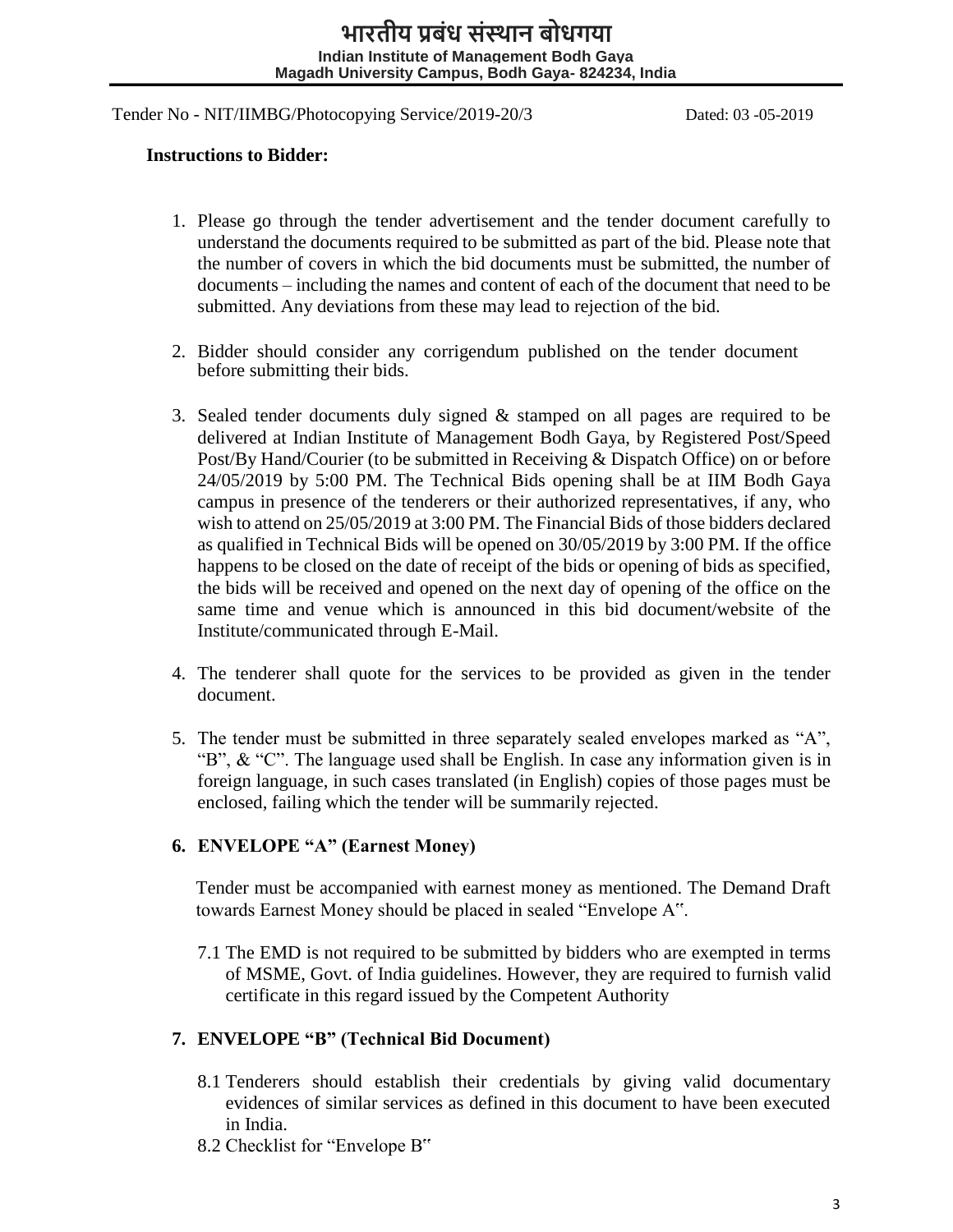# भारतीय प्रबंध संस्थान बोधगया

**Indian Institute of Management Bodh Gaya**
**Magadh University Campus, Bodh Gaya- 824234, India**

Tender No - NIT/IIMBG/Photocopying Service/2019-20/3 Dated: 03 -05-2019

**Instructions to Bidder:**

1. Please go through the tender advertisement and the tender document carefully to understand the documents required to be submitted as part of the bid. Please note that the number of covers in which the bid documents must be submitted, the number of documents – including the names and content of each of the document that need to be submitted. Any deviations from these may lead to rejection of the bid.

2. Bidder should consider any corrigendum published on the tender document before submitting their bids.

3. Sealed tender documents duly signed & stamped on all pages are required to be delivered at Indian Institute of Management Bodh Gaya, by Registered Post/Speed Post/By Hand/Courier (to be submitted in Receiving & Dispatch Office) on or before 24/05/2019 by 5:00 PM. The Technical Bids opening shall be at IIM Bodh Gaya campus in presence of the tenderers or their authorized representatives, if any, who wish to attend on 25/05/2019 at 3:00 PM. The Financial Bids of those bidders declared as qualified in Technical Bids will be opened on 30/05/2019 by 3:00 PM. If the office happens to be closed on the date of receipt of the bids or opening of bids as specified, the bids will be received and opened on the next day of opening of the office on the same time and venue which is announced in this bid document/website of the Institute/communicated through E-Mail.

4. The tenderer shall quote for the services to be provided as given in the tender document.

5. The tender must be submitted in three separately sealed envelopes marked as "A", "B", & "C". The language used shall be English. In case any information given is in foreign language, in such cases translated (in English) copies of those pages must be enclosed, failing which the tender will be summarily rejected.

**6. ENVELOPE "A" (Earnest Money)**

Tender must be accompanied with earnest money as mentioned. The Demand Draft towards Earnest Money should be placed in sealed "Envelope A".

7.1 The EMD is not required to be submitted by bidders who are exempted in terms of MSME, Govt. of India guidelines. However, they are required to furnish valid certificate in this regard issued by the Competent Authority

**7. ENVELOPE "B" (Technical Bid Document)**

8.1 Tenderers should establish their credentials by giving valid documentary evidences of similar services as defined in this document to have been executed in India.

8.2 Checklist for "Envelope B"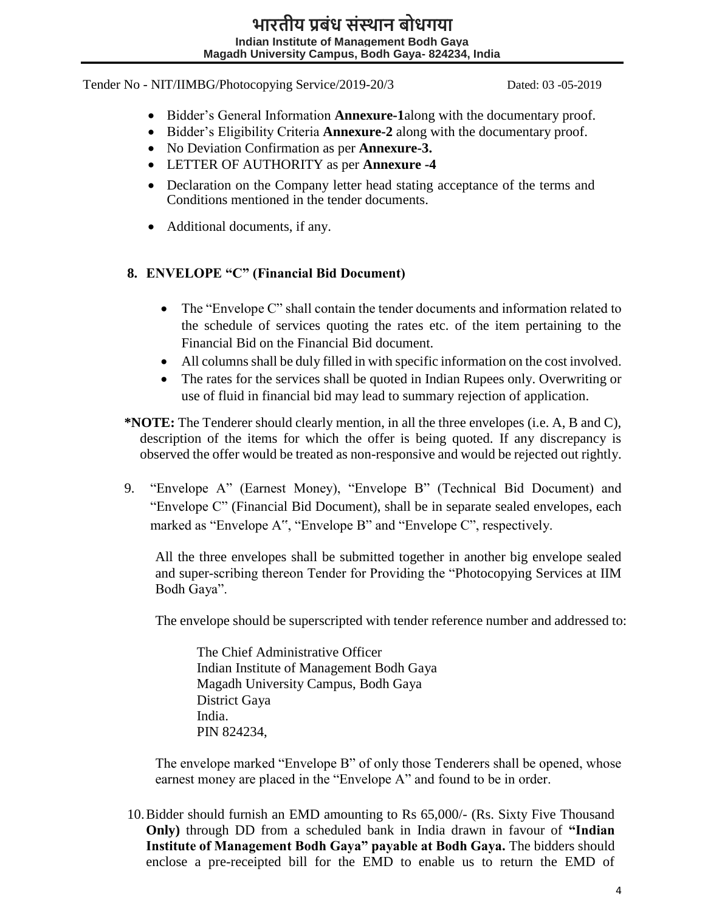Tender No - NIT/IIMBG/Photocopying Service/2019-20/3 Dated: 03 -05-2019

- Bidder's General Information **Annexure-1**along with the documentary proof.
- Bidder's Eligibility Criteria **Annexure-2** along with the documentary proof.
- No Deviation Confirmation as per **Annexure-3.**
- LETTER OF AUTHORITY as per **Annexure -4**
- Declaration on the Company letter head stating acceptance of the terms and Conditions mentioned in the tender documents.
- Additional documents, if any.

**8. ENVELOPE "C" (Financial Bid Document)**

- The "Envelope C" shall contain the tender documents and information related to the schedule of services quoting the rates etc. of the item pertaining to the Financial Bid on the Financial Bid document.
- All columns shall be duly filled in with specific information on the cost involved.
- The rates for the services shall be quoted in Indian Rupees only. Overwriting or use of fluid in financial bid may lead to summary rejection of application.

***NOTE:** The Tenderer should clearly mention, in all the three envelopes (i.e. A, B and C), description of the items for which the offer is being quoted. If any discrepancy is observed the offer would be treated as non-responsive and would be rejected out rightly.

9. "Envelope A" (Earnest Money), "Envelope B" (Technical Bid Document) and "Envelope C" (Financial Bid Document), shall be in separate sealed envelopes, each marked as "Envelope A", "Envelope B" and "Envelope C", respectively.

   All the three envelopes shall be submitted together in another big envelope sealed and super-scribing thereon Tender for Providing the "Photocopying Services at IIM Bodh Gaya".

   The envelope should be superscripted with tender reference number and addressed to:

   The Chief Administrative Officer
   Indian Institute of Management Bodh Gaya
   Magadh University Campus, Bodh Gaya
   District Gaya
   India.
   PIN 824234,

   The envelope marked "Envelope B" of only those Tenderers shall be opened, whose earnest money are placed in the "Envelope A" and found to be in order.

10. Bidder should furnish an EMD amounting to Rs 65,000/- (Rs. Sixty Five Thousand **Only)** through DD from a scheduled bank in India drawn in favour of **"Indian Institute of Management Bodh Gaya" payable at Bodh Gaya.** The bidders should enclose a pre-receipted bill for the EMD to enable us to return the EMD of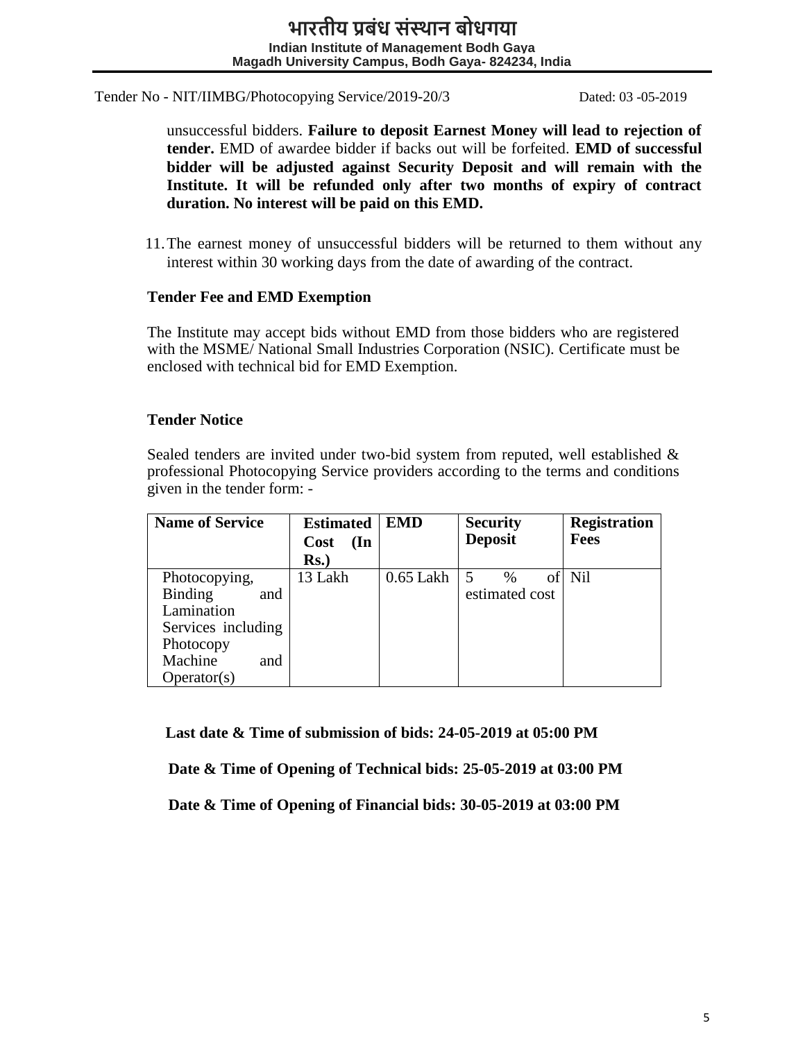unsuccessful bidders. **Failure to deposit Earnest Money will lead to rejection of tender.** EMD of awardee bidder if backs out will be forfeited. **EMD of successful bidder will be adjusted against Security Deposit and will remain with the Institute. It will be refunded only after two months of expiry of contract duration. No interest will be paid on this EMD.**

11. The earnest money of unsuccessful bidders will be returned to them without any interest within 30 working days from the date of awarding of the contract.

**Tender Fee and EMD Exemption**

The Institute may accept bids without EMD from those bidders who are registered with the MSME/ National Small Industries Corporation (NSIC). Certificate must be enclosed with technical bid for EMD Exemption.

**Tender Notice**

Sealed tenders are invited under two-bid system from reputed, well established & professional Photocopying Service providers according to the terms and conditions given in the tender form: -

| Name of Service | Estimated Cost (In Rs.) | EMD | Security Deposit | Registration Fees |
|---|---|---|---|---|
| Photocopying, Binding and Lamination Services including Photocopy Machine and Operator(s) | 13 Lakh | 0.65 Lakh | 5 % of estimated cost | Nil |

**Last date & Time of submission of bids: 24-05-2019 at 05:00 PM**

**Date & Time of Opening of Technical bids: 25-05-2019 at 03:00 PM**

**Date & Time of Opening of Financial bids: 30-05-2019 at 03:00 PM**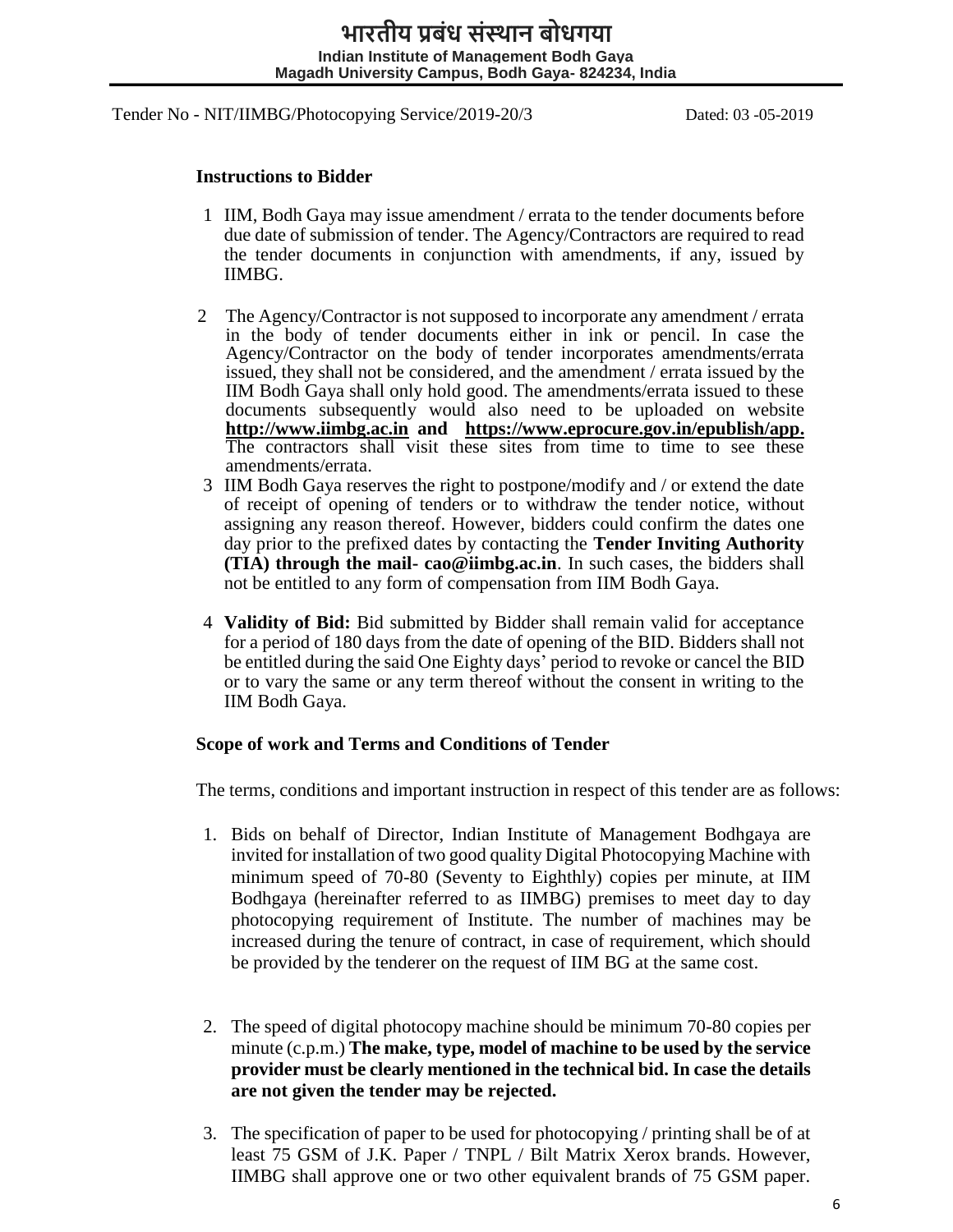# भारतीय प्रबंध संस्थान बोधगया

**Indian Institute of Management Bodh Gaya**
**Magadh University Campus, Bodh Gaya- 824234, India**

Tender No - NIT/IIMBG/Photocopying Service/2019-20/3 Dated: 03 -05-2019

## Instructions to Bidder

1. IIM, Bodh Gaya may issue amendment / errata to the tender documents before due date of submission of tender. The Agency/Contractors are required to read the tender documents in conjunction with amendments, if any, issued by IIMBG.
2. The Agency/Contractor is not supposed to incorporate any amendment / errata in the body of tender documents either in ink or pencil. In case the Agency/Contractor on the body of tender incorporates amendments/errata issued, they shall not be considered, and the amendment / errata issued by the IIM Bodh Gaya shall only hold good. The amendments/errata issued to these documents subsequently would also need to be uploaded on website **http://www.iimbg.ac.in and https://www.eprocure.gov.in/epublish/app.** The contractors shall visit these sites from time to time to see these amendments/errata.
3. IIM Bodh Gaya reserves the right to postpone/modify and / or extend the date of receipt of opening of tenders or to withdraw the tender notice, without assigning any reason thereof. However, bidders could confirm the dates one day prior to the prefixed dates by contacting the **Tender Inviting Authority (TIA) through the mail- cao@iimbg.ac.in**. In such cases, the bidders shall not be entitled to any form of compensation from IIM Bodh Gaya.
4. **Validity of Bid:** Bid submitted by Bidder shall remain valid for acceptance for a period of 180 days from the date of opening of the BID. Bidders shall not be entitled during the said One Eighty days' period to revoke or cancel the BID or to vary the same or any term thereof without the consent in writing to the IIM Bodh Gaya.

## Scope of work and Terms and Conditions of Tender

The terms, conditions and important instruction in respect of this tender are as follows:

1. Bids on behalf of Director, Indian Institute of Management Bodhgaya are invited for installation of two good quality Digital Photocopying Machine with minimum speed of 70-80 (Seventy to Eighthly) copies per minute, at IIM Bodhgaya (hereinafter referred to as IIMBG) premises to meet day to day photocopying requirement of Institute. The number of machines may be increased during the tenure of contract, in case of requirement, which should be provided by the tenderer on the request of IIM BG at the same cost.
2. The speed of digital photocopy machine should be minimum 70-80 copies per minute (c.p.m.) **The make, type, model of machine to be used by the service provider must be clearly mentioned in the technical bid. In case the details are not given the tender may be rejected.**
3. The specification of paper to be used for photocopying / printing shall be of at least 75 GSM of J.K. Paper / TNPL / Bilt Matrix Xerox brands. However, IIMBG shall approve one or two other equivalent brands of 75 GSM paper.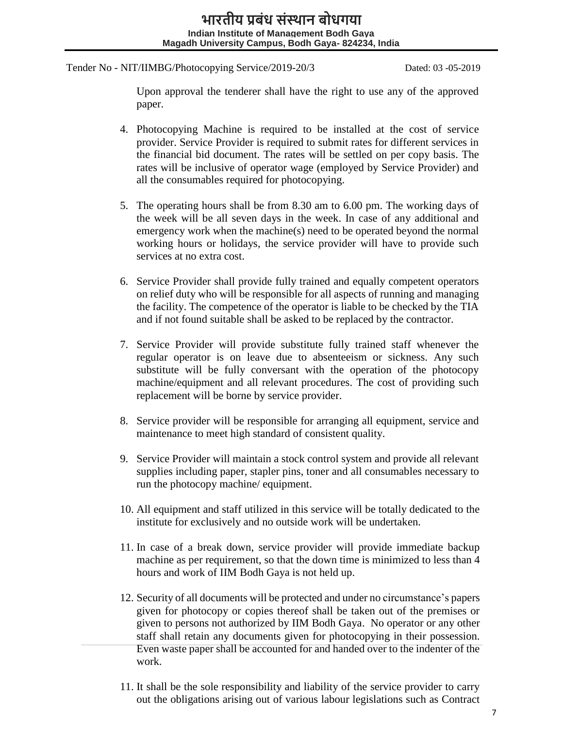Tender No - NIT/IIMBG/Photocopying Service/2019-20/3 Dated: 03 -05-2019

Upon approval the tenderer shall have the right to use any of the approved paper.

4. Photocopying Machine is required to be installed at the cost of service provider. Service Provider is required to submit rates for different services in the financial bid document. The rates will be settled on per copy basis. The rates will be inclusive of operator wage (employed by Service Provider) and all the consumables required for photocopying.

5. The operating hours shall be from 8.30 am to 6.00 pm. The working days of the week will be all seven days in the week. In case of any additional and emergency work when the machine(s) need to be operated beyond the normal working hours or holidays, the service provider will have to provide such services at no extra cost.

6. Service Provider shall provide fully trained and equally competent operators on relief duty who will be responsible for all aspects of running and managing the facility. The competence of the operator is liable to be checked by the TIA and if not found suitable shall be asked to be replaced by the contractor.

7. Service Provider will provide substitute fully trained staff whenever the regular operator is on leave due to absenteeism or sickness. Any such substitute will be fully conversant with the operation of the photocopy machine/equipment and all relevant procedures. The cost of providing such replacement will be borne by service provider.

8. Service provider will be responsible for arranging all equipment, service and maintenance to meet high standard of consistent quality.

9. Service Provider will maintain a stock control system and provide all relevant supplies including paper, stapler pins, toner and all consumables necessary to run the photocopy machine/ equipment.

10. All equipment and staff utilized in this service will be totally dedicated to the institute for exclusively and no outside work will be undertaken.

11. In case of a break down, service provider will provide immediate backup machine as per requirement, so that the down time is minimized to less than 4 hours and work of IIM Bodh Gaya is not held up.

12. Security of all documents will be protected and under no circumstance's papers given for photocopy or copies thereof shall be taken out of the premises or given to persons not authorized by IIM Bodh Gaya. No operator or any other staff shall retain any documents given for photocopying in their possession. Even waste paper shall be accounted for and handed over to the indenter of the work.

11. It shall be the sole responsibility and liability of the service provider to carry out the obligations arising out of various labour legislations such as Contract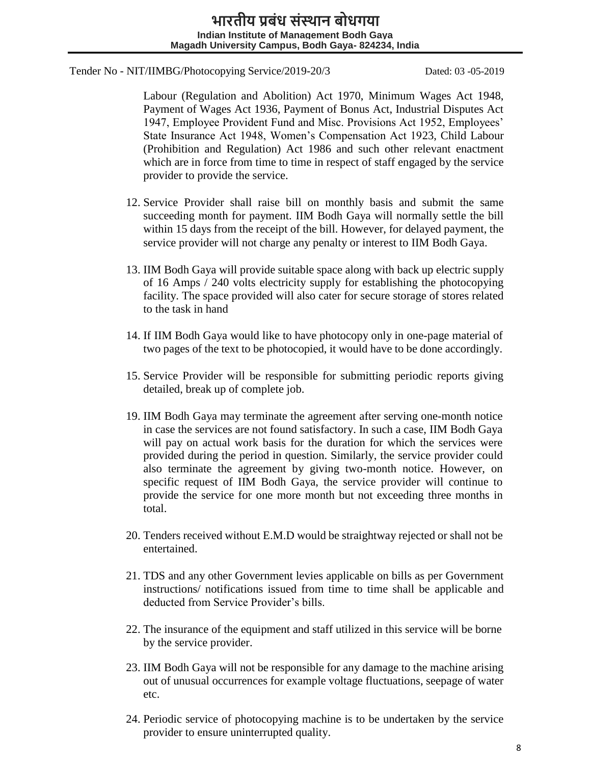Labour (Regulation and Abolition) Act 1970, Minimum Wages Act 1948, Payment of Wages Act 1936, Payment of Bonus Act, Industrial Disputes Act 1947, Employee Provident Fund and Misc. Provisions Act 1952, Employees' State Insurance Act 1948, Women's Compensation Act 1923, Child Labour (Prohibition and Regulation) Act 1986 and such other relevant enactment which are in force from time to time in respect of staff engaged by the service provider to provide the service.

12. Service Provider shall raise bill on monthly basis and submit the same succeeding month for payment. IIM Bodh Gaya will normally settle the bill within 15 days from the receipt of the bill. However, for delayed payment, the service provider will not charge any penalty or interest to IIM Bodh Gaya.

13. IIM Bodh Gaya will provide suitable space along with back up electric supply of 16 Amps / 240 volts electricity supply for establishing the photocopying facility. The space provided will also cater for secure storage of stores related to the task in hand

14. If IIM Bodh Gaya would like to have photocopy only in one-page material of two pages of the text to be photocopied, it would have to be done accordingly.

15. Service Provider will be responsible for submitting periodic reports giving detailed, break up of complete job.

19. IIM Bodh Gaya may terminate the agreement after serving one-month notice in case the services are not found satisfactory. In such a case, IIM Bodh Gaya will pay on actual work basis for the duration for which the services were provided during the period in question. Similarly, the service provider could also terminate the agreement by giving two-month notice. However, on specific request of IIM Bodh Gaya, the service provider will continue to provide the service for one more month but not exceeding three months in total.

20. Tenders received without E.M.D would be straightway rejected or shall not be entertained.

21. TDS and any other Government levies applicable on bills as per Government instructions/ notifications issued from time to time shall be applicable and deducted from Service Provider's bills.

22. The insurance of the equipment and staff utilized in this service will be borne by the service provider.

23. IIM Bodh Gaya will not be responsible for any damage to the machine arising out of unusual occurrences for example voltage fluctuations, seepage of water etc.

24. Periodic service of photocopying machine is to be undertaken by the service provider to ensure uninterrupted quality.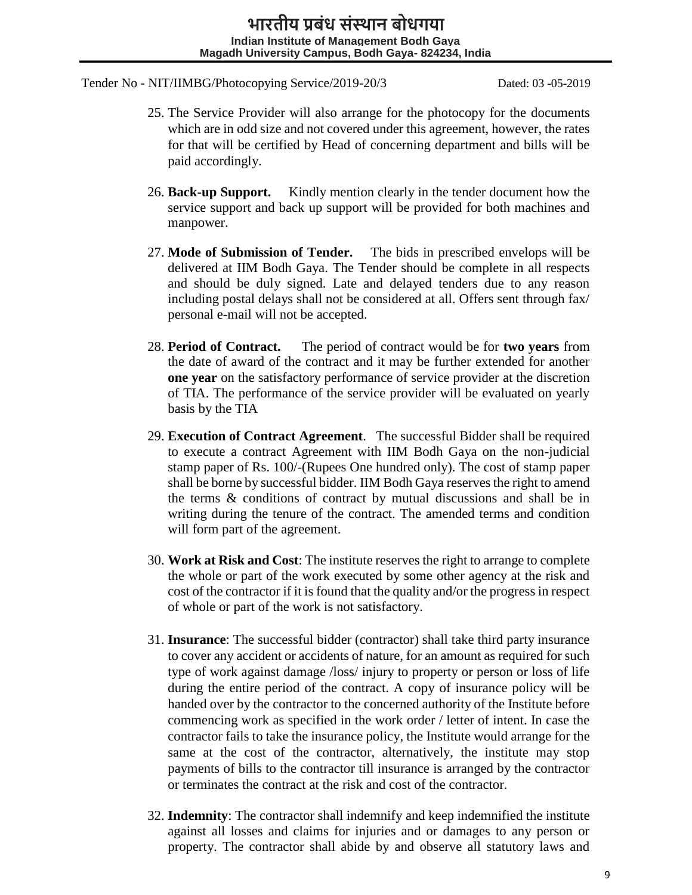Tender No - NIT/IIMBG/Photocopying Service/2019-20/3 Dated: 03 -05-2019

25. The Service Provider will also arrange for the photocopy for the documents which are in odd size and not covered under this agreement, however, the rates for that will be certified by Head of concerning department and bills will be paid accordingly.

26. **Back-up Support.** Kindly mention clearly in the tender document how the service support and back up support will be provided for both machines and manpower.

27. **Mode of Submission of Tender.** The bids in prescribed envelops will be delivered at IIM Bodh Gaya. The Tender should be complete in all respects and should be duly signed. Late and delayed tenders due to any reason including postal delays shall not be considered at all. Offers sent through fax/ personal e-mail will not be accepted.

28. **Period of Contract.** The period of contract would be for **two years** from the date of award of the contract and it may be further extended for another **one year** on the satisfactory performance of service provider at the discretion of TIA. The performance of the service provider will be evaluated on yearly basis by the TIA

29. **Execution of Contract Agreement**. The successful Bidder shall be required to execute a contract Agreement with IIM Bodh Gaya on the non-judicial stamp paper of Rs. 100/-(Rupees One hundred only). The cost of stamp paper shall be borne by successful bidder. IIM Bodh Gaya reserves the right to amend the terms & conditions of contract by mutual discussions and shall be in writing during the tenure of the contract. The amended terms and condition will form part of the agreement.

30. **Work at Risk and Cost**: The institute reserves the right to arrange to complete the whole or part of the work executed by some other agency at the risk and cost of the contractor if it is found that the quality and/or the progress in respect of whole or part of the work is not satisfactory.

31. **Insurance**: The successful bidder (contractor) shall take third party insurance to cover any accident or accidents of nature, for an amount as required for such type of work against damage /loss/ injury to property or person or loss of life during the entire period of the contract. A copy of insurance policy will be handed over by the contractor to the concerned authority of the Institute before commencing work as specified in the work order / letter of intent. In case the contractor fails to take the insurance policy, the Institute would arrange for the same at the cost of the contractor, alternatively, the institute may stop payments of bills to the contractor till insurance is arranged by the contractor or terminates the contract at the risk and cost of the contractor.

32. **Indemnity**: The contractor shall indemnify and keep indemnified the institute against all losses and claims for injuries and or damages to any person or property. The contractor shall abide by and observe all statutory laws and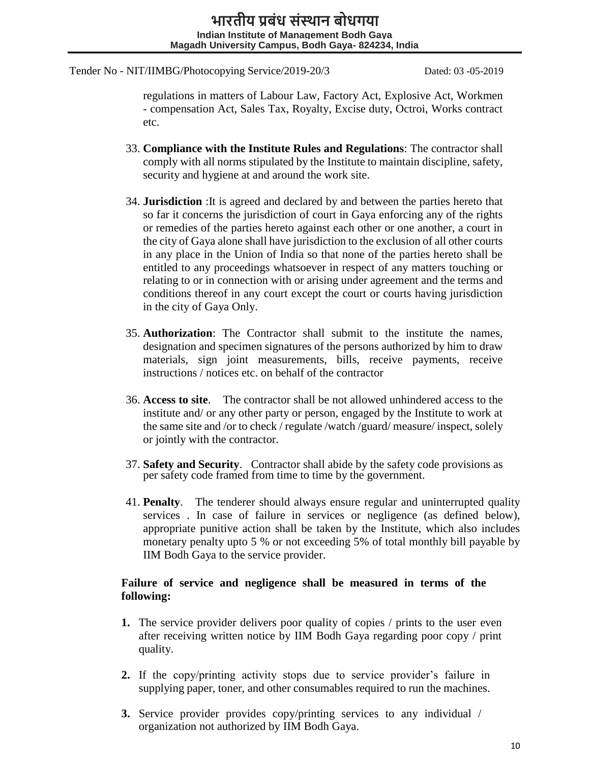regulations in matters of Labour Law, Factory Act, Explosive Act, Workmen - compensation Act, Sales Tax, Royalty, Excise duty, Octroi, Works contract etc.

33. **Compliance with the Institute Rules and Regulations**: The contractor shall comply with all norms stipulated by the Institute to maintain discipline, safety, security and hygiene at and around the work site.

34. **Jurisdiction** :It is agreed and declared by and between the parties hereto that so far it concerns the jurisdiction of court in Gaya enforcing any of the rights or remedies of the parties hereto against each other or one another, a court in the city of Gaya alone shall have jurisdiction to the exclusion of all other courts in any place in the Union of India so that none of the parties hereto shall be entitled to any proceedings whatsoever in respect of any matters touching or relating to or in connection with or arising under agreement and the terms and conditions thereof in any court except the court or courts having jurisdiction in the city of Gaya Only.

35. **Authorization**: The Contractor shall submit to the institute the names, designation and specimen signatures of the persons authorized by him to draw materials, sign joint measurements, bills, receive payments, receive instructions / notices etc. on behalf of the contractor

36. **Access to site**. The contractor shall be not allowed unhindered access to the institute and/ or any other party or person, engaged by the Institute to work at the same site and /or to check / regulate /watch /guard/ measure/ inspect, solely or jointly with the contractor.

37. **Safety and Security**. Contractor shall abide by the safety code provisions as per safety code framed from time to time by the government.

41. **Penalty**. The tenderer should always ensure regular and uninterrupted quality services . In case of failure in services or negligence (as defined below), appropriate punitive action shall be taken by the Institute, which also includes monetary penalty upto 5 % or not exceeding 5% of total monthly bill payable by IIM Bodh Gaya to the service provider.

**Failure of service and negligence shall be measured in terms of the following:**

1. The service provider delivers poor quality of copies / prints to the user even after receiving written notice by IIM Bodh Gaya regarding poor copy / print quality.

2. If the copy/printing activity stops due to service provider's failure in supplying paper, toner, and other consumables required to run the machines.

3. Service provider provides copy/printing services to any individual / organization not authorized by IIM Bodh Gaya.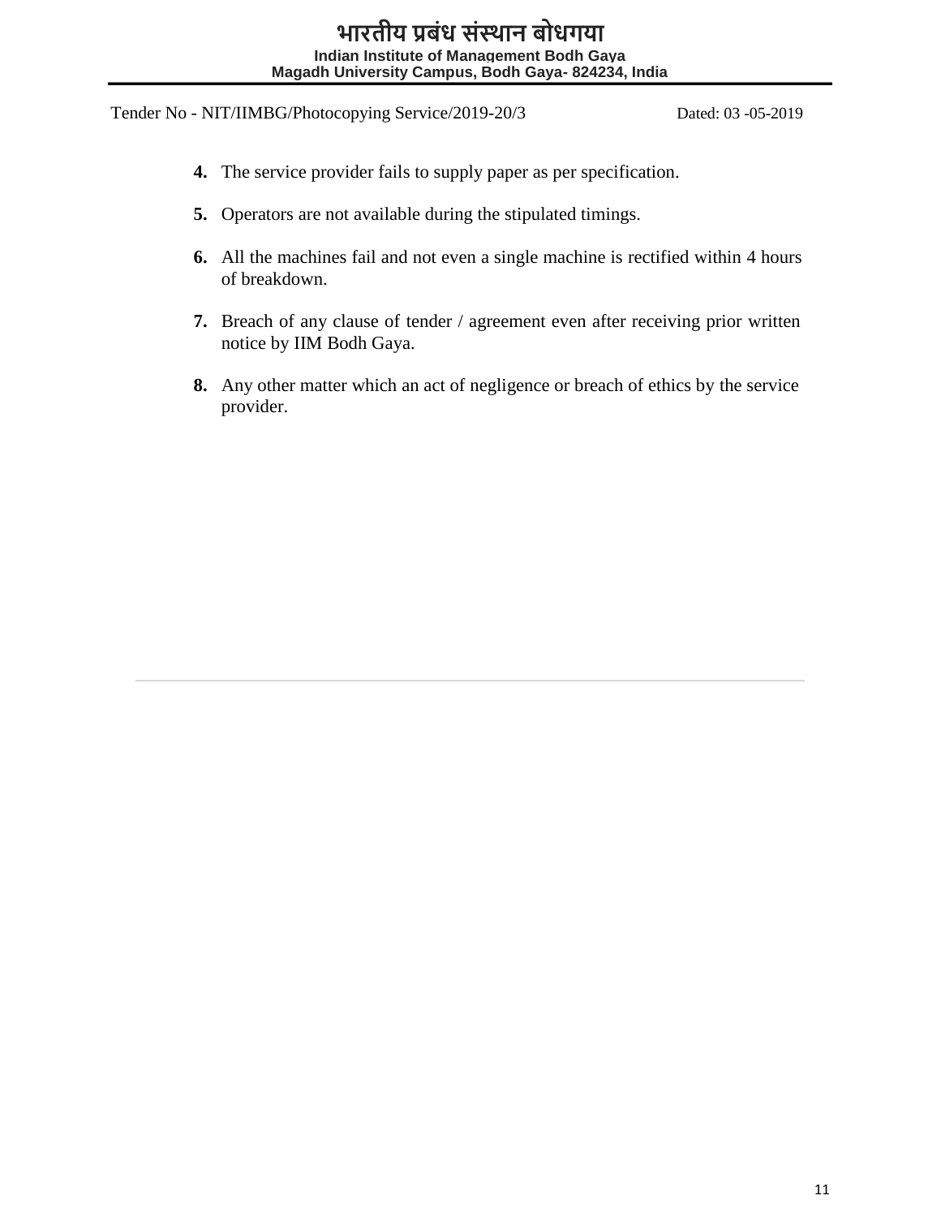4. The service provider fails to supply paper as per specification.

5. Operators are not available during the stipulated timings.

6. All the machines fail and not even a single machine is rectified within 4 hours of breakdown.

7. Breach of any clause of tender / agreement even after receiving prior written notice by IIM Bodh Gaya.

8. Any other matter which an act of negligence or breach of ethics by the service provider.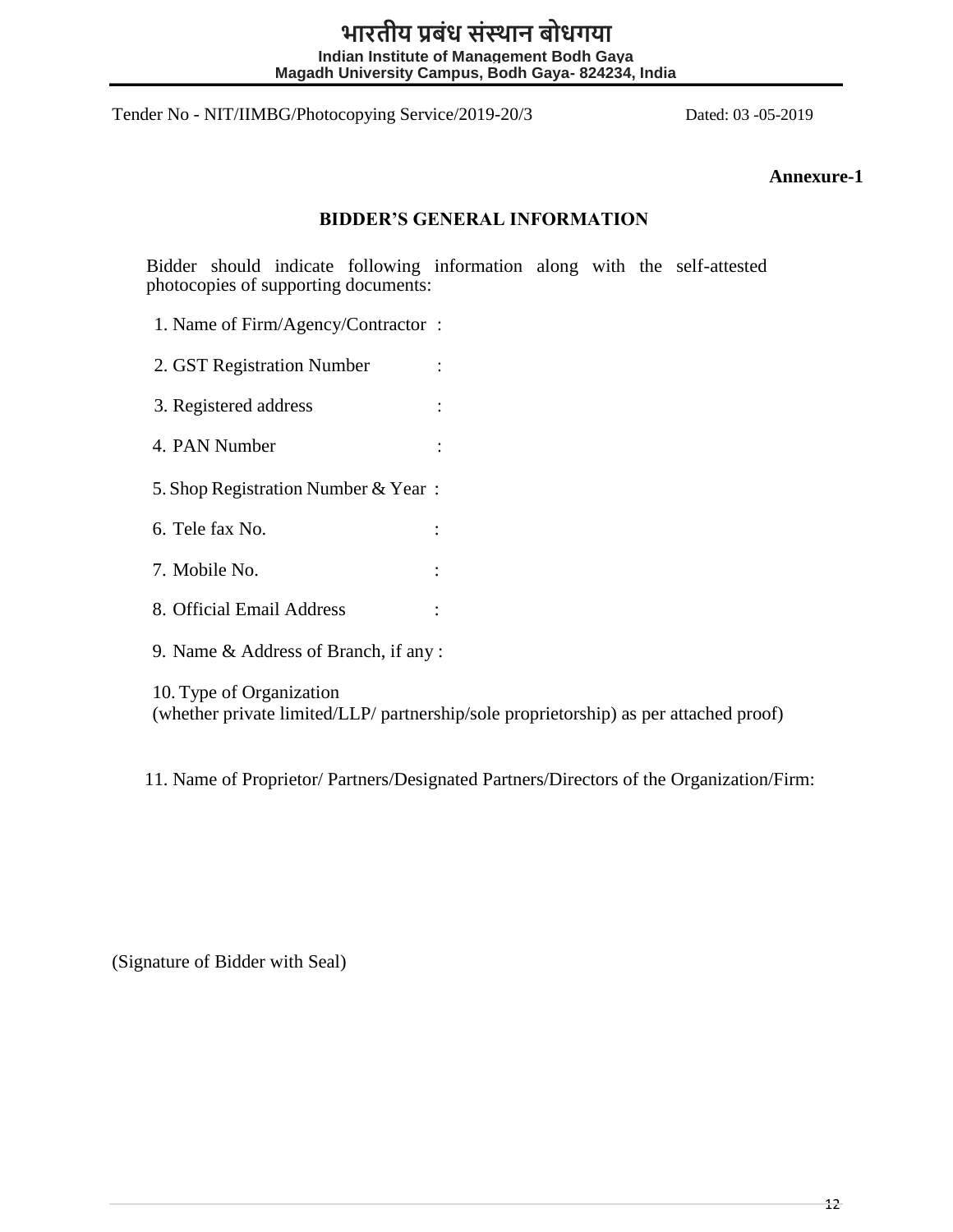# भारतीय प्रबंध संस्थान बोधगया

**Indian Institute of Management Bodh Gaya**
**Magadh University Campus, Bodh Gaya- 824234, India**

Tender No - NIT/IIMBG/Photocopying Service/2019-20/3 Dated: 03 -05-2019

**Annexure-1**

## BIDDER'S GENERAL INFORMATION

Bidder should indicate following information along with the self-attested photocopies of supporting documents:

1. Name of Firm/Agency/Contractor :
2. GST Registration Number :
3. Registered address :
4. PAN Number :
5. Shop Registration Number & Year :
6. Tele fax No. :
7. Mobile No. :
8. Official Email Address :
9. Name & Address of Branch, if any :
10. Type of Organization
(whether private limited/LLP/ partnership/sole proprietorship) as per attached proof)
11. Name of Proprietor/ Partners/Designated Partners/Directors of the Organization/Firm:

(Signature of Bidder with Seal)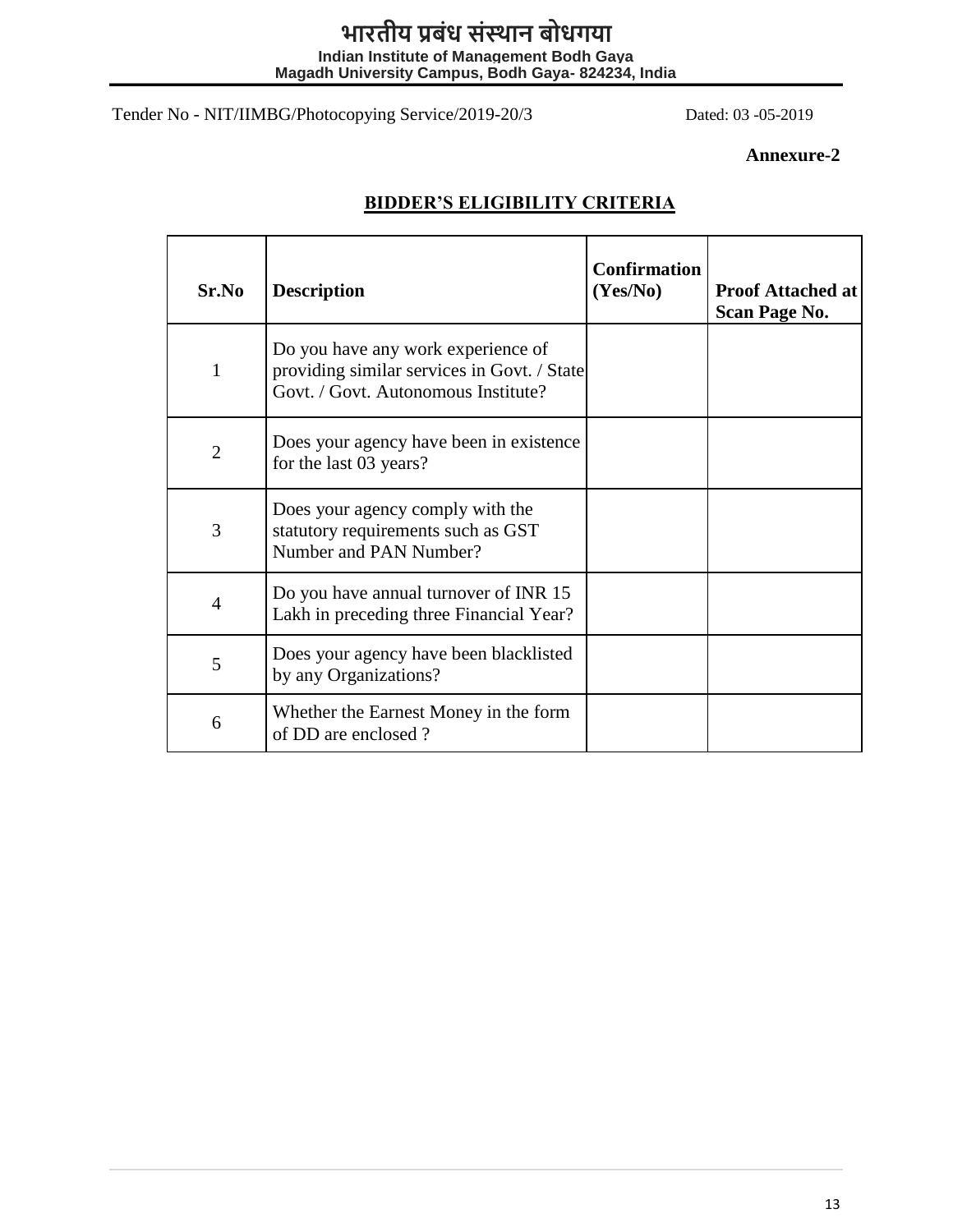# भारतीय प्रबंध संस्थान बोधगया

**Indian Institute of Management Bodh Gaya**
**Magadh University Campus, Bodh Gaya- 824234, India**

Tender No - NIT/IIMBG/Photocopying Service/2019-20/3 Dated: 03 -05-2019

**Annexure-2**

## BIDDER'S ELIGIBILITY CRITERIA

| Sr.No | Description | Confirmation (Yes/No) | Proof Attached at Scan Page No. |
|---|---|---|---|
| 1 | Do you have any work experience of providing similar services in Govt. / State Govt. / Govt. Autonomous Institute? | | |
| 2 | Does your agency have been in existence for the last 03 years? | | |
| 3 | Does your agency comply with the statutory requirements such as GST Number and PAN Number? | | |
| 4 | Do you have annual turnover of INR 15 Lakh in preceding three Financial Year? | | |
| 5 | Does your agency have been blacklisted by any Organizations? | | |
| 6 | Whether the Earnest Money in the form of DD are enclosed ? | | |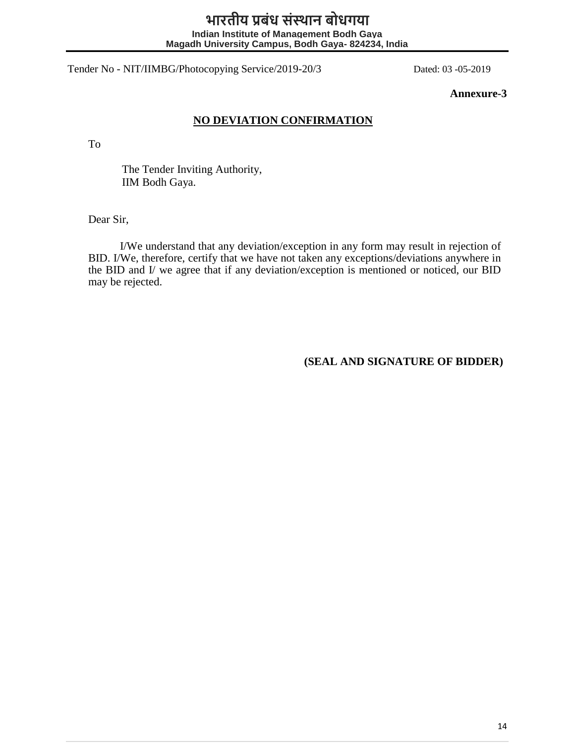# भारतीय प्रबंध संस्थान बोधगया

**Indian Institute of Management Bodh Gaya**
**Magadh University Campus, Bodh Gaya- 824234, India**

Tender No - NIT/IIMBG/Photocopying Service/2019-20/3 Dated: 03 -05-2019

**Annexure-3**

## NO DEVIATION CONFIRMATION

To

The Tender Inviting Authority,
IIM Bodh Gaya.

Dear Sir,

I/We understand that any deviation/exception in any form may result in rejection of BID. I/We, therefore, certify that we have not taken any exceptions/deviations anywhere in the BID and I/ we agree that if any deviation/exception is mentioned or noticed, our BID may be rejected.

**(SEAL AND SIGNATURE OF BIDDER)**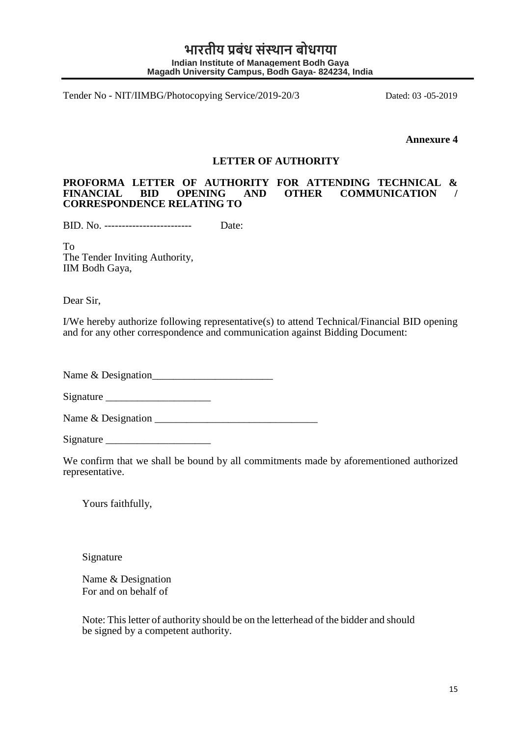# भारतीय प्रबंध संस्थान बोधगया

**Indian Institute of Management Bodh Gaya**
**Magadh University Campus, Bodh Gaya- 824234, India**

Tender No - NIT/IIMBG/Photocopying Service/2019-20/3 Dated: 03 -05-2019

**Annexure 4**

## LETTER OF AUTHORITY

**PROFORMA LETTER OF AUTHORITY FOR ATTENDING TECHNICAL & FINANCIAL BID OPENING AND OTHER COMMUNICATION / CORRESPONDENCE RELATING TO**

BID. No. ------------------------- Date:

To
The Tender Inviting Authority,
IIM Bodh Gaya,

Dear Sir,

I/We hereby authorize following representative(s) to attend Technical/Financial BID opening and for any other correspondence and communication against Bidding Document:

Name & Designation_______________________

Signature ____________________

Name & Designation _______________________________

Signature ____________________

We confirm that we shall be bound by all commitments made by aforementioned authorized representative.

Yours faithfully,

Signature

Name & Designation
For and on behalf of

Note: This letter of authority should be on the letterhead of the bidder and should be signed by a competent authority.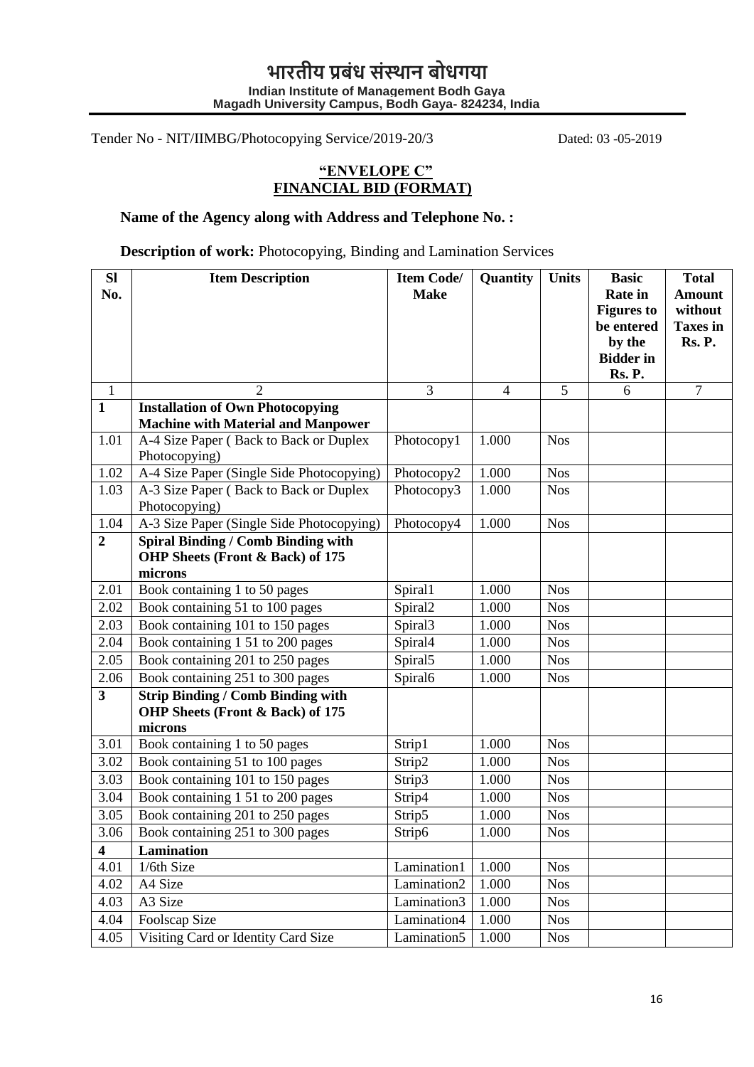# भारतीय प्रबंध संस्थान बोधगया

**Indian Institute of Management Bodh Gaya**
**Magadh University Campus, Bodh Gaya- 824234, India**

Tender No - NIT/IIMBG/Photocopying Service/2019-20/3 Dated: 03 -05-2019

**"ENVELOPE C"**
**FINANCIAL BID (FORMAT)**

**Name of the Agency along with Address and Telephone No. :**

**Description of work:** Photocopying, Binding and Lamination Services

| Sl No. | Item Description | Item Code/ Make | Quantity | Units | Basic Rate in Figures to be entered by the Bidder in Rs. P. | Total Amount without Taxes in Rs. P. |
|---|---|---|---|---|---|---|
| 1 | 2 | 3 | 4 | 5 | 6 | 7 |
| **1** | **Installation of Own Photocopying Machine with Material and Manpower** | | | | | |
| 1.01 | A-4 Size Paper ( Back to Back or Duplex Photocopying) | Photocopy1 | 1.000 | Nos | | |
| 1.02 | A-4 Size Paper (Single Side Photocopying) | Photocopy2 | 1.000 | Nos | | |
| 1.03 | A-3 Size Paper ( Back to Back or Duplex Photocopying) | Photocopy3 | 1.000 | Nos | | |
| 1.04 | A-3 Size Paper (Single Side Photocopying) | Photocopy4 | 1.000 | Nos | | |
| **2** | **Spiral Binding / Comb Binding with OHP Sheets (Front & Back) of 175 microns** | | | | | |
| 2.01 | Book containing 1 to 50 pages | Spiral1 | 1.000 | Nos | | |
| 2.02 | Book containing 51 to 100 pages | Spiral2 | 1.000 | Nos | | |
| 2.03 | Book containing 101 to 150 pages | Spiral3 | 1.000 | Nos | | |
| 2.04 | Book containing 1 51 to 200 pages | Spiral4 | 1.000 | Nos | | |
| 2.05 | Book containing 201 to 250 pages | Spiral5 | 1.000 | Nos | | |
| 2.06 | Book containing 251 to 300 pages | Spiral6 | 1.000 | Nos | | |
| **3** | **Strip Binding / Comb Binding with OHP Sheets (Front & Back) of 175 microns** | | | | | |
| 3.01 | Book containing 1 to 50 pages | Strip1 | 1.000 | Nos | | |
| 3.02 | Book containing 51 to 100 pages | Strip2 | 1.000 | Nos | | |
| 3.03 | Book containing 101 to 150 pages | Strip3 | 1.000 | Nos | | |
| 3.04 | Book containing 1 51 to 200 pages | Strip4 | 1.000 | Nos | | |
| 3.05 | Book containing 201 to 250 pages | Strip5 | 1.000 | Nos | | |
| 3.06 | Book containing 251 to 300 pages | Strip6 | 1.000 | Nos | | |
| **4** | **Lamination** | | | | | |
| 4.01 | 1/6th Size | Lamination1 | 1.000 | Nos | | |
| 4.02 | A4 Size | Lamination2 | 1.000 | Nos | | |
| 4.03 | A3 Size | Lamination3 | 1.000 | Nos | | |
| 4.04 | Foolscap Size | Lamination4 | 1.000 | Nos | | |
| 4.05 | Visiting Card or Identity Card Size | Lamination5 | 1.000 | Nos | | |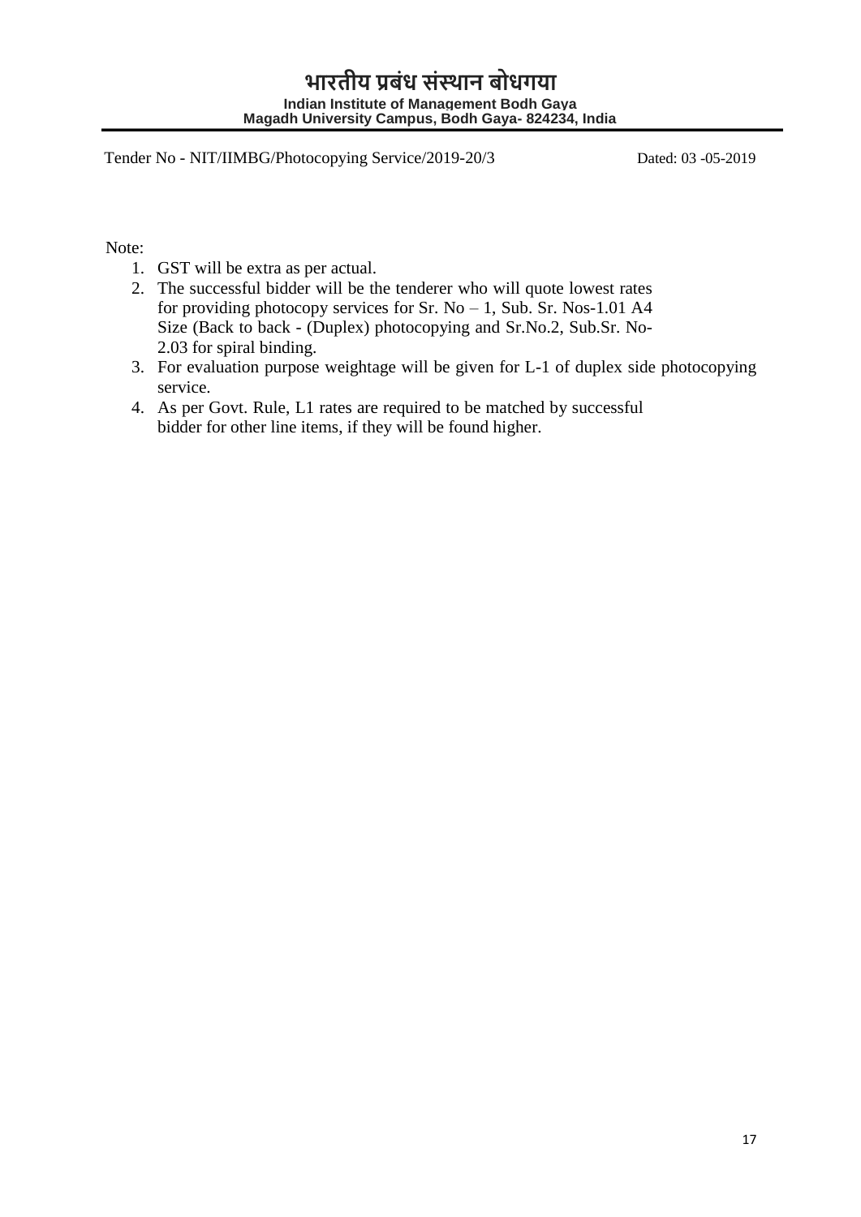# भारतीय प्रबंध संस्थान बोधगया

**Indian Institute of Management Bodh Gaya**
**Magadh University Campus, Bodh Gaya- 824234, India**

Tender No - NIT/IIMBG/Photocopying Service/2019-20/3 Dated: 03 -05-2019

Note:

1. GST will be extra as per actual.
2. The successful bidder will be the tenderer who will quote lowest rates for providing photocopy services for Sr. No – 1, Sub. Sr. Nos-1.01 A4 Size (Back to back - (Duplex) photocopying and Sr.No.2, Sub.Sr. No-2.03 for spiral binding.
3. For evaluation purpose weightage will be given for L-1 of duplex side photocopying service.
4. As per Govt. Rule, L1 rates are required to be matched by successful bidder for other line items, if they will be found higher.